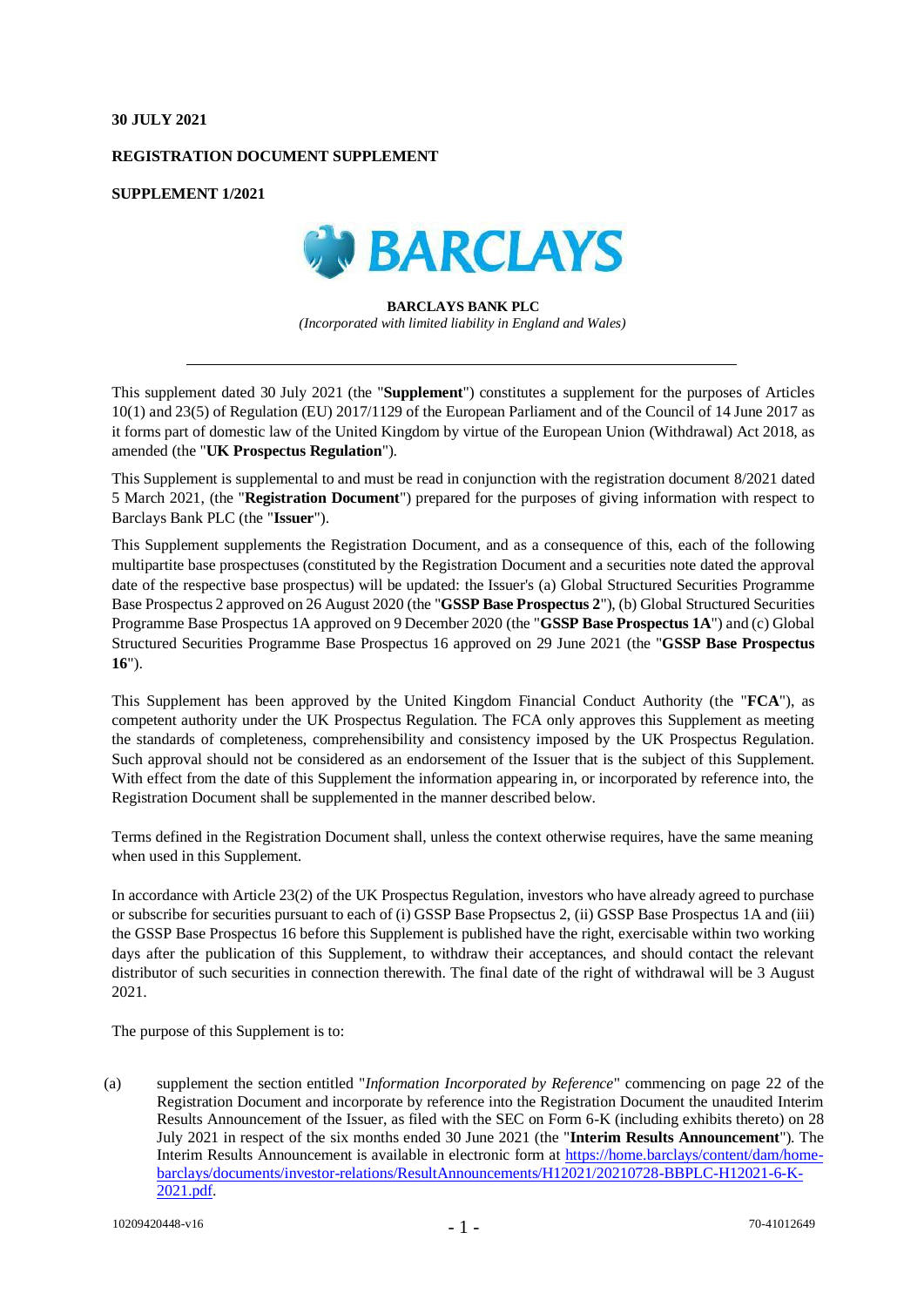**30 JULY 2021**

**REGISTRATION DOCUMENT SUPPLEMENT**

**SUPPLEMENT 1/2021**

**BARCLAYS BANK PLC**

*(Incorporated with limited liability in England and Wales)*

---

This supplement dated 30 July 2021 (the "**Supplement**") constitutes a supplement for the purposes of Articles 10(1) and 23(5) of Regulation (EU) 2017/1129 of the European Parliament and of the Council of 14 June 2017 as it forms part of domestic law of the United Kingdom by virtue of the European Union (Withdrawal) Act 2018, as amended (the "**UK Prospectus Regulation**").

This Supplement is supplemental to and must be read in conjunction with the registration document 8/2021 dated 5 March 2021, (the "**Registration Document**") prepared for the purposes of giving information with respect to Barclays Bank PLC (the "**Issuer**").

This Supplement supplements the Registration Document, and as a consequence of this, each of the following multipartite base prospectuses (constituted by the Registration Document and a securities note dated the approval date of the respective base prospectus) will be updated: the Issuer's (a) Global Structured Securities Programme Base Prospectus 2 approved on 26 August 2020 (the "**GSSP Base Prospectus 2**"), (b) Global Structured Securities Programme Base Prospectus 1A approved on 9 December 2020 (the "**GSSP Base Prospectus 1A**") and (c) Global Structured Securities Programme Base Prospectus 16 approved on 29 June 2021 (the "**GSSP Base Prospectus 16**").

This Supplement has been approved by the United Kingdom Financial Conduct Authority (the "**FCA**"), as competent authority under the UK Prospectus Regulation. The FCA only approves this Supplement as meeting the standards of completeness, comprehensibility and consistency imposed by the UK Prospectus Regulation. Such approval should not be considered as an endorsement of the Issuer that is the subject of this Supplement. With effect from the date of this Supplement the information appearing in, or incorporated by reference into, the Registration Document shall be supplemented in the manner described below.

Terms defined in the Registration Document shall, unless the context otherwise requires, have the same meaning when used in this Supplement.

In accordance with Article 23(2) of the UK Prospectus Regulation, investors who have already agreed to purchase or subscribe for securities pursuant to each of (i) GSSP Base Propsectus 2, (ii) GSSP Base Prospectus 1A and (iii) the GSSP Base Prospectus 16 before this Supplement is published have the right, exercisable within two working days after the publication of this Supplement, to withdraw their acceptances, and should contact the relevant distributor of such securities in connection therewith. The final date of the right of withdrawal will be 3 August 2021.

The purpose of this Supplement is to:

(a) supplement the section entitled "*Information Incorporated by Reference*" commencing on page 22 of the Registration Document and incorporate by reference into the Registration Document the unaudited Interim Results Announcement of the Issuer, as filed with the SEC on Form 6-K (including exhibits thereto) on 28 July 2021 in respect of the six months ended 30 June 2021 (the "**Interim Results Announcement**"). The Interim Results Announcement is available in electronic form at https://home.barclays/content/dam/home-barclays/documents/investor-relations/ResultAnnouncements/H12021/20210728-BBPLC-H12021-6-K-2021.pdf.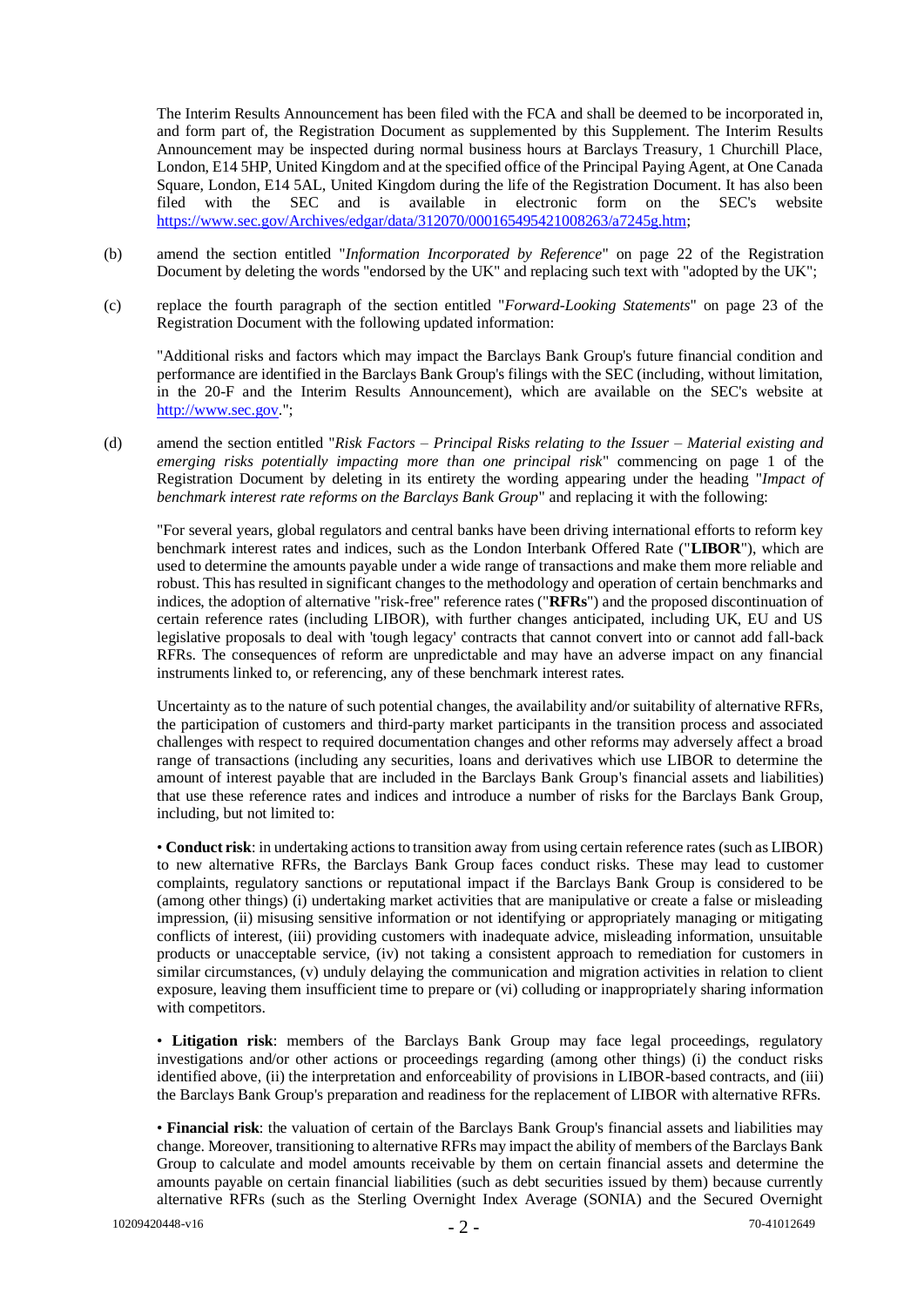The Interim Results Announcement has been filed with the FCA and shall be deemed to be incorporated in, and form part of, the Registration Document as supplemented by this Supplement. The Interim Results Announcement may be inspected during normal business hours at Barclays Treasury, 1 Churchill Place, London, E14 5HP, United Kingdom and at the specified office of the Principal Paying Agent, at One Canada Square, London, E14 5AL, United Kingdom during the life of the Registration Document. It has also been filed with the SEC and is available in electronic form on the SEC's website https://www.sec.gov/Archives/edgar/data/312070/000165495421008263/a7245g.htm;

(b) amend the section entitled "*Information Incorporated by Reference*" on page 22 of the Registration Document by deleting the words "endorsed by the UK" and replacing such text with "adopted by the UK";

(c) replace the fourth paragraph of the section entitled "*Forward-Looking Statements*" on page 23 of the Registration Document with the following updated information:

"Additional risks and factors which may impact the Barclays Bank Group's future financial condition and performance are identified in the Barclays Bank Group's filings with the SEC (including, without limitation, in the 20-F and the Interim Results Announcement), which are available on the SEC's website at http://www.sec.gov.";

(d) amend the section entitled "*Risk Factors – Principal Risks relating to the Issuer – Material existing and emerging risks potentially impacting more than one principal risk*" commencing on page 1 of the Registration Document by deleting in its entirety the wording appearing under the heading "*Impact of benchmark interest rate reforms on the Barclays Bank Group*" and replacing it with the following:

"For several years, global regulators and central banks have been driving international efforts to reform key benchmark interest rates and indices, such as the London Interbank Offered Rate ("**LIBOR**"), which are used to determine the amounts payable under a wide range of transactions and make them more reliable and robust. This has resulted in significant changes to the methodology and operation of certain benchmarks and indices, the adoption of alternative "risk-free" reference rates ("**RFRs**") and the proposed discontinuation of certain reference rates (including LIBOR), with further changes anticipated, including UK, EU and US legislative proposals to deal with 'tough legacy' contracts that cannot convert into or cannot add fall-back RFRs. The consequences of reform are unpredictable and may have an adverse impact on any financial instruments linked to, or referencing, any of these benchmark interest rates.

Uncertainty as to the nature of such potential changes, the availability and/or suitability of alternative RFRs, the participation of customers and third-party market participants in the transition process and associated challenges with respect to required documentation changes and other reforms may adversely affect a broad range of transactions (including any securities, loans and derivatives which use LIBOR to determine the amount of interest payable that are included in the Barclays Bank Group's financial assets and liabilities) that use these reference rates and indices and introduce a number of risks for the Barclays Bank Group, including, but not limited to:

• **Conduct risk**: in undertaking actions to transition away from using certain reference rates (such as LIBOR) to new alternative RFRs, the Barclays Bank Group faces conduct risks. These may lead to customer complaints, regulatory sanctions or reputational impact if the Barclays Bank Group is considered to be (among other things) (i) undertaking market activities that are manipulative or create a false or misleading impression, (ii) misusing sensitive information or not identifying or appropriately managing or mitigating conflicts of interest, (iii) providing customers with inadequate advice, misleading information, unsuitable products or unacceptable service, (iv) not taking a consistent approach to remediation for customers in similar circumstances, (v) unduly delaying the communication and migration activities in relation to client exposure, leaving them insufficient time to prepare or (vi) colluding or inappropriately sharing information with competitors.

• **Litigation risk**: members of the Barclays Bank Group may face legal proceedings, regulatory investigations and/or other actions or proceedings regarding (among other things) (i) the conduct risks identified above, (ii) the interpretation and enforceability of provisions in LIBOR-based contracts, and (iii) the Barclays Bank Group's preparation and readiness for the replacement of LIBOR with alternative RFRs.

• **Financial risk**: the valuation of certain of the Barclays Bank Group's financial assets and liabilities may change. Moreover, transitioning to alternative RFRs may impact the ability of members of the Barclays Bank Group to calculate and model amounts receivable by them on certain financial assets and determine the amounts payable on certain financial liabilities (such as debt securities issued by them) because currently alternative RFRs (such as the Sterling Overnight Index Average (SONIA) and the Secured Overnight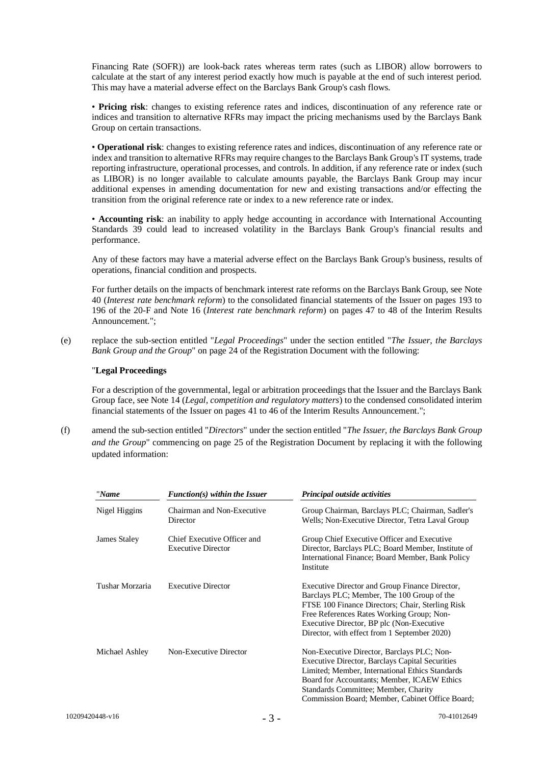Financing Rate (SOFR)) are look-back rates whereas term rates (such as LIBOR) allow borrowers to calculate at the start of any interest period exactly how much is payable at the end of such interest period. This may have a material adverse effect on the Barclays Bank Group's cash flows.

• **Pricing risk**: changes to existing reference rates and indices, discontinuation of any reference rate or indices and transition to alternative RFRs may impact the pricing mechanisms used by the Barclays Bank Group on certain transactions.

• **Operational risk**: changes to existing reference rates and indices, discontinuation of any reference rate or index and transition to alternative RFRs may require changes to the Barclays Bank Group's IT systems, trade reporting infrastructure, operational processes, and controls. In addition, if any reference rate or index (such as LIBOR) is no longer available to calculate amounts payable, the Barclays Bank Group may incur additional expenses in amending documentation for new and existing transactions and/or effecting the transition from the original reference rate or index to a new reference rate or index.

• **Accounting risk**: an inability to apply hedge accounting in accordance with International Accounting Standards 39 could lead to increased volatility in the Barclays Bank Group's financial results and performance.

Any of these factors may have a material adverse effect on the Barclays Bank Group's business, results of operations, financial condition and prospects.

For further details on the impacts of benchmark interest rate reforms on the Barclays Bank Group, see Note 40 (*Interest rate benchmark reform*) to the consolidated financial statements of the Issuer on pages 193 to 196 of the 20-F and Note 16 (*Interest rate benchmark reform*) on pages 47 to 48 of the Interim Results Announcement.";

(e) replace the sub-section entitled "*Legal Proceedings*" under the section entitled "*The Issuer, the Barclays Bank Group and the Group*" on page 24 of the Registration Document with the following:

"**Legal Proceedings**

For a description of the governmental, legal or arbitration proceedings that the Issuer and the Barclays Bank Group face, see Note 14 (*Legal, competition and regulatory matters*) to the condensed consolidated interim financial statements of the Issuer on pages 41 to 46 of the Interim Results Announcement.";

(f) amend the sub-section entitled "*Directors*" under the section entitled "*The Issuer, the Barclays Bank Group and the Group*" commencing on page 25 of the Registration Document by replacing it with the following updated information:

| "*Name* | *Function(s) within the Issuer* | *Principal outside activities* |
|---|---|---|
| Nigel Higgins | Chairman and Non-Executive Director | Group Chairman, Barclays PLC; Chairman, Sadler's Wells; Non-Executive Director, Tetra Laval Group |
| James Staley | Chief Executive Officer and Executive Director | Group Chief Executive Officer and Executive Director, Barclays PLC; Board Member, Institute of International Finance; Board Member, Bank Policy Institute |
| Tushar Morzaria | Executive Director | Executive Director and Group Finance Director, Barclays PLC; Member, The 100 Group of the FTSE 100 Finance Directors; Chair, Sterling Risk Free References Rates Working Group; Non-Executive Director, BP plc (Non-Executive Director, with effect from 1 September 2020) |
| Michael Ashley | Non-Executive Director | Non-Executive Director, Barclays PLC; Non-Executive Director, Barclays Capital Securities Limited; Member, International Ethics Standards Board for Accountants; Member, ICAEW Ethics Standards Committee; Member, Charity Commission Board; Member, Cabinet Office Board; |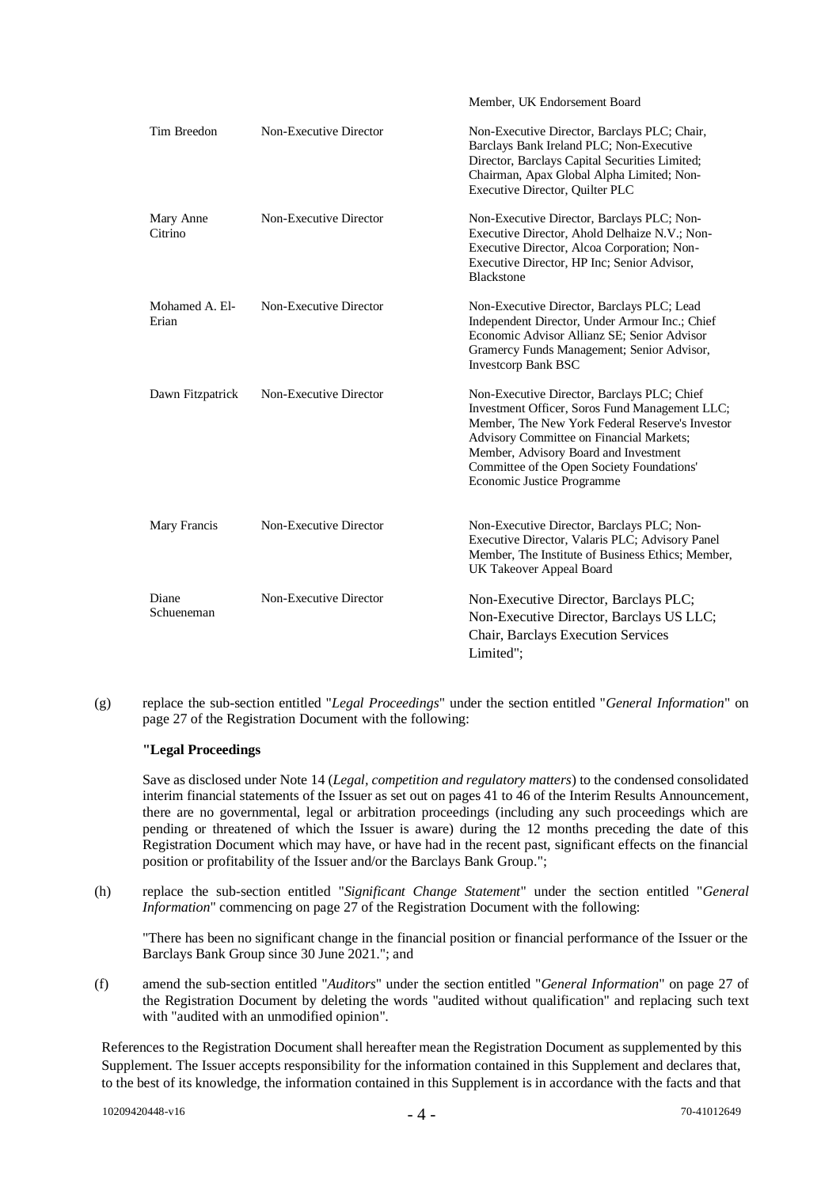| | | Member, UK Endorsement Board |
|---|---|---|
| Tim Breedon | Non-Executive Director | Non-Executive Director, Barclays PLC; Chair, Barclays Bank Ireland PLC; Non-Executive Director, Barclays Capital Securities Limited; Chairman, Apax Global Alpha Limited; Non-Executive Director, Quilter PLC |
| Mary Anne Citrino | Non-Executive Director | Non-Executive Director, Barclays PLC; Non-Executive Director, Ahold Delhaize N.V.; Non-Executive Director, Alcoa Corporation; Non-Executive Director, HP Inc; Senior Advisor, Blackstone |
| Mohamed A. El-Erian | Non-Executive Director | Non-Executive Director, Barclays PLC; Lead Independent Director, Under Armour Inc.; Chief Economic Advisor Allianz SE; Senior Advisor Gramercy Funds Management; Senior Advisor, Investcorp Bank BSC |
| Dawn Fitzpatrick | Non-Executive Director | Non-Executive Director, Barclays PLC; Chief Investment Officer, Soros Fund Management LLC; Member, The New York Federal Reserve's Investor Advisory Committee on Financial Markets; Member, Advisory Board and Investment Committee of the Open Society Foundations' Economic Justice Programme |
| Mary Francis | Non-Executive Director | Non-Executive Director, Barclays PLC; Non-Executive Director, Valaris PLC; Advisory Panel Member, The Institute of Business Ethics; Member, UK Takeover Appeal Board |
| Diane Schueneman | Non-Executive Director | Non-Executive Director, Barclays PLC; Non-Executive Director, Barclays US LLC; Chair, Barclays Execution Services Limited"; |

(g) replace the sub-section entitled "*Legal Proceedings*" under the section entitled "*General Information*" on page 27 of the Registration Document with the following:

**"Legal Proceedings**

Save as disclosed under Note 14 (*Legal, competition and regulatory matters*) to the condensed consolidated interim financial statements of the Issuer as set out on pages 41 to 46 of the Interim Results Announcement, there are no governmental, legal or arbitration proceedings (including any such proceedings which are pending or threatened of which the Issuer is aware) during the 12 months preceding the date of this Registration Document which may have, or have had in the recent past, significant effects on the financial position or profitability of the Issuer and/or the Barclays Bank Group.";

(h) replace the sub-section entitled "*Significant Change Statement*" under the section entitled "*General Information*" commencing on page 27 of the Registration Document with the following:

"There has been no significant change in the financial position or financial performance of the Issuer or the Barclays Bank Group since 30 June 2021."; and

(f) amend the sub-section entitled "*Auditors*" under the section entitled "*General Information*" on page 27 of the Registration Document by deleting the words "audited without qualification" and replacing such text with "audited with an unmodified opinion".

References to the Registration Document shall hereafter mean the Registration Document as supplemented by this Supplement. The Issuer accepts responsibility for the information contained in this Supplement and declares that, to the best of its knowledge, the information contained in this Supplement is in accordance with the facts and that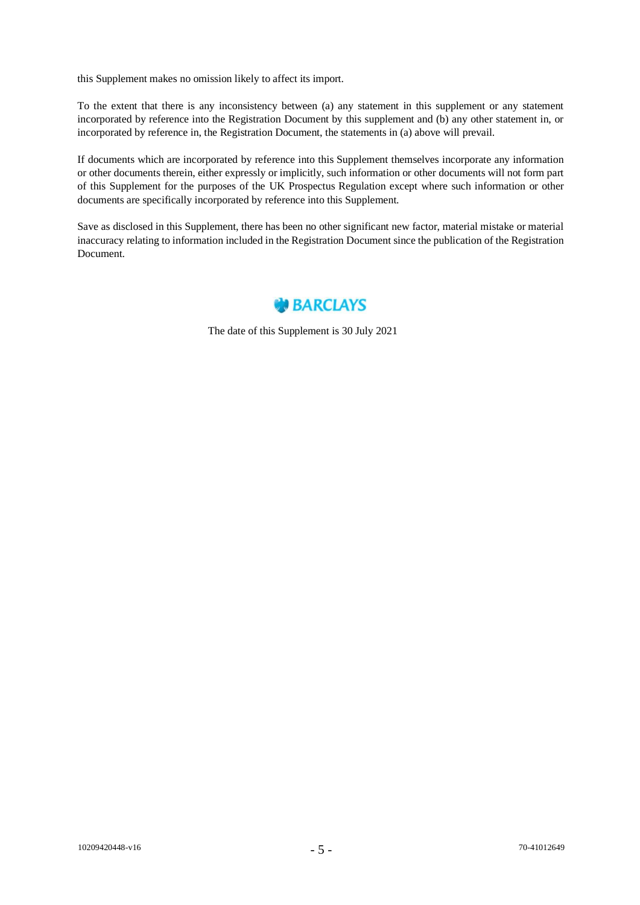this Supplement makes no omission likely to affect its import.

To the extent that there is any inconsistency between (a) any statement in this supplement or any statement incorporated by reference into the Registration Document by this supplement and (b) any other statement in, or incorporated by reference in, the Registration Document, the statements in (a) above will prevail.

If documents which are incorporated by reference into this Supplement themselves incorporate any information or other documents therein, either expressly or implicitly, such information or other documents will not form part of this Supplement for the purposes of the UK Prospectus Regulation except where such information or other documents are specifically incorporated by reference into this Supplement.

Save as disclosed in this Supplement, there has been no other significant new factor, material mistake or material inaccuracy relating to information included in the Registration Document since the publication of the Registration Document.

BARCLAYS

The date of this Supplement is 30 July 2021